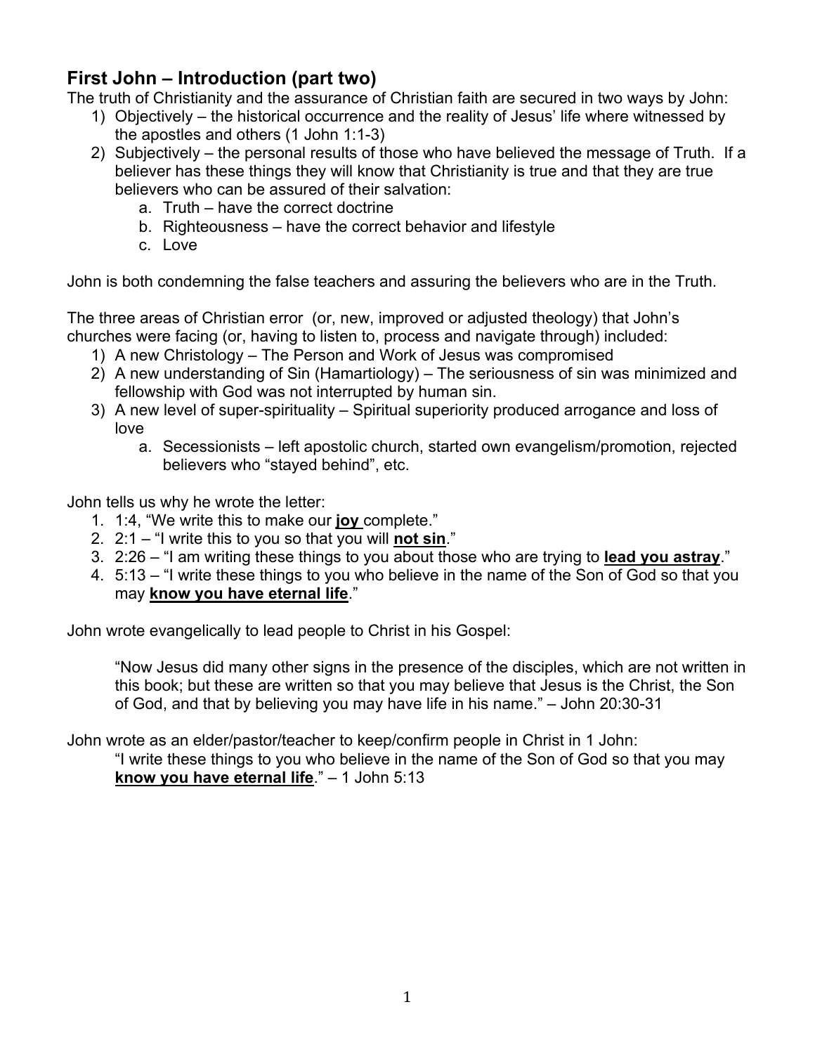## First John – Introduction (part two)

The truth of Christianity and the assurance of Christian faith are secured in two ways by John:

1) Objectively – the historical occurrence and the reality of Jesus' life where witnessed by the apostles and others (1 John 1:1-3)
2) Subjectively – the personal results of those who have believed the message of Truth. If a believer has these things they will know that Christianity is true and that they are true believers who can be assured of their salvation:
    a. Truth – have the correct doctrine
    b. Righteousness – have the correct behavior and lifestyle
    c. Love

John is both condemning the false teachers and assuring the believers who are in the Truth.

The three areas of Christian error (or, new, improved or adjusted theology) that John's churches were facing (or, having to listen to, process and navigate through) included:

1) A new Christology – The Person and Work of Jesus was compromised
2) A new understanding of Sin (Hamartiology) – The seriousness of sin was minimized and fellowship with God was not interrupted by human sin.
3) A new level of super-spirituality – Spiritual superiority produced arrogance and loss of love
    a. Secessionists – left apostolic church, started own evangelism/promotion, rejected believers who "stayed behind", etc.

John tells us why he wrote the letter:

1. 1:4, "We write this to make our **<u>joy</u>** complete."
2. 2:1 – "I write this to you so that you will **<u>not sin</u>**."
3. 2:26 – "I am writing these things to you about those who are trying to **<u>lead you astray</u>**."
4. 5:13 – "I write these things to you who believe in the name of the Son of God so that you may **<u>know you have eternal life</u>**."

John wrote evangelically to lead people to Christ in his Gospel:

> "Now Jesus did many other signs in the presence of the disciples, which are not written in this book; but these are written so that you may believe that Jesus is the Christ, the Son of God, and that by believing you may have life in his name." – John 20:30-31

John wrote as an elder/pastor/teacher to keep/confirm people in Christ in 1 John:

> "I write these things to you who believe in the name of the Son of God so that you may **<u>know you have eternal life</u>**." – 1 John 5:13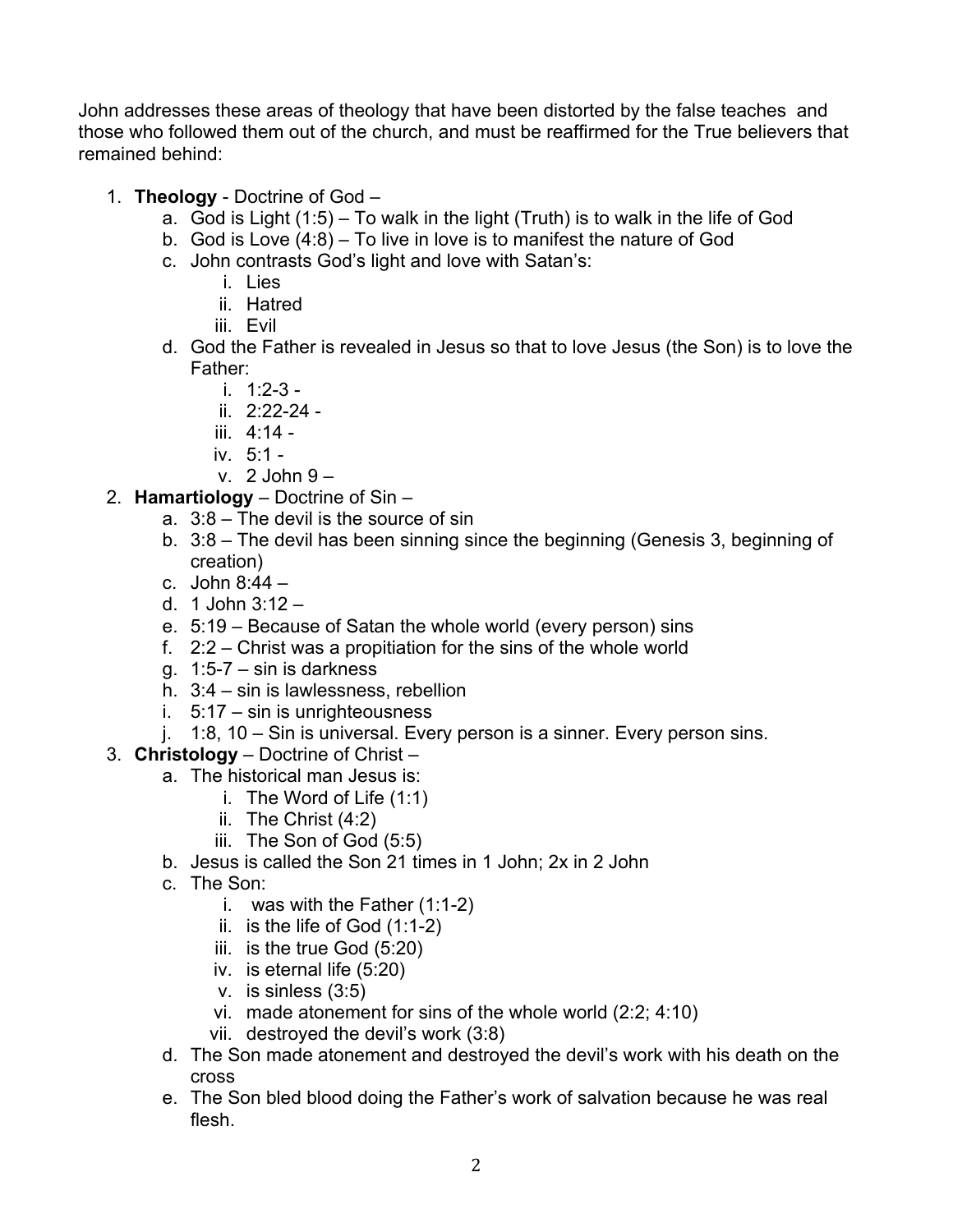John addresses these areas of theology that have been distorted by the false teaches and those who followed them out of the church, and must be reaffirmed for the True believers that remained behind:

1. **Theology** - Doctrine of God –
   a. God is Light (1:5) – To walk in the light (Truth) is to walk in the life of God
   b. God is Love (4:8) – To live in love is to manifest the nature of God
   c. John contrasts God's light and love with Satan's:
      i. Lies
      ii. Hatred
      iii. Evil
   d. God the Father is revealed in Jesus so that to love Jesus (the Son) is to love the Father:
      i. 1:2-3 -
      ii. 2:22-24 -
      iii. 4:14 -
      iv. 5:1 -
      v. 2 John 9 –
2. **Hamartiology** – Doctrine of Sin –
   a. 3:8 – The devil is the source of sin
   b. 3:8 – The devil has been sinning since the beginning (Genesis 3, beginning of creation)
   c. John 8:44 –
   d. 1 John 3:12 –
   e. 5:19 – Because of Satan the whole world (every person) sins
   f. 2:2 – Christ was a propitiation for the sins of the whole world
   g. 1:5-7 – sin is darkness
   h. 3:4 – sin is lawlessness, rebellion
   i. 5:17 – sin is unrighteousness
   j. 1:8, 10 – Sin is universal. Every person is a sinner. Every person sins.
3. **Christology** – Doctrine of Christ –
   a. The historical man Jesus is:
      i. The Word of Life (1:1)
      ii. The Christ (4:2)
      iii. The Son of God (5:5)
   b. Jesus is called the Son 21 times in 1 John; 2x in 2 John
   c. The Son:
      i. was with the Father (1:1-2)
      ii. is the life of God (1:1-2)
      iii. is the true God (5:20)
      iv. is eternal life (5:20)
      v. is sinless (3:5)
      vi. made atonement for sins of the whole world (2:2; 4:10)
      vii. destroyed the devil's work (3:8)
   d. The Son made atonement and destroyed the devil's work with his death on the cross
   e. The Son bled blood doing the Father's work of salvation because he was real flesh.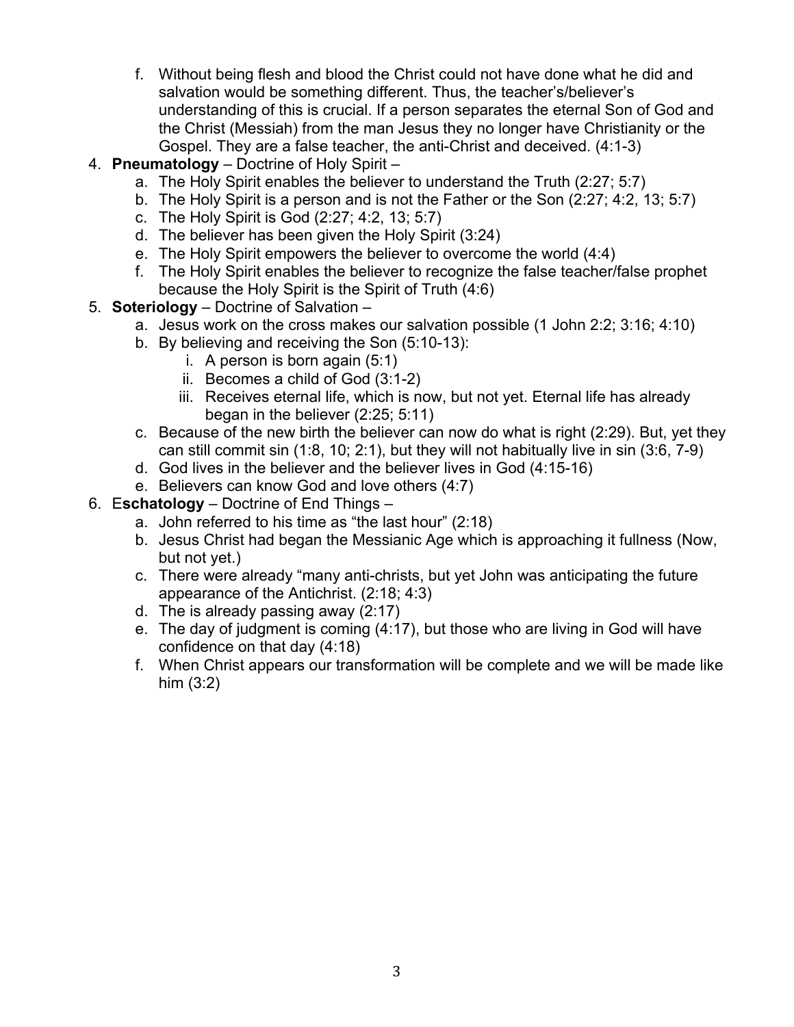f. Without being flesh and blood the Christ could not have done what he did and salvation would be something different. Thus, the teacher's/believer's understanding of this is crucial. If a person separates the eternal Son of God and the Christ (Messiah) from the man Jesus they no longer have Christianity or the Gospel. They are a false teacher, the anti-Christ and deceived. (4:1-3)

4. **Pneumatology** – Doctrine of Holy Spirit –
   a. The Holy Spirit enables the believer to understand the Truth (2:27; 5:7)
   b. The Holy Spirit is a person and is not the Father or the Son (2:27; 4:2, 13; 5:7)
   c. The Holy Spirit is God (2:27; 4:2, 13; 5:7)
   d. The believer has been given the Holy Spirit (3:24)
   e. The Holy Spirit empowers the believer to overcome the world (4:4)
   f. The Holy Spirit enables the believer to recognize the false teacher/false prophet because the Holy Spirit is the Spirit of Truth (4:6)
5. **Soteriology** – Doctrine of Salvation –
   a. Jesus work on the cross makes our salvation possible (1 John 2:2; 3:16; 4:10)
   b. By believing and receiving the Son (5:10-13):
      i. A person is born again (5:1)
      ii. Becomes a child of God (3:1-2)
      iii. Receives eternal life, which is now, but not yet. Eternal life has already began in the believer (2:25; 5:11)
   c. Because of the new birth the believer can now do what is right (2:29). But, yet they can still commit sin (1:8, 10; 2:1), but they will not habitually live in sin (3:6, 7-9)
   d. God lives in the believer and the believer lives in God (4:15-16)
   e. Believers can know God and love others (4:7)
6. E**schatology** – Doctrine of End Things –
   a. John referred to his time as "the last hour" (2:18)
   b. Jesus Christ had began the Messianic Age which is approaching it fullness (Now, but not yet.)
   c. There were already "many anti-christs, but yet John was anticipating the future appearance of the Antichrist. (2:18; 4:3)
   d. The is already passing away (2:17)
   e. The day of judgment is coming (4:17), but those who are living in God will have confidence on that day (4:18)
   f. When Christ appears our transformation will be complete and we will be made like him (3:2)